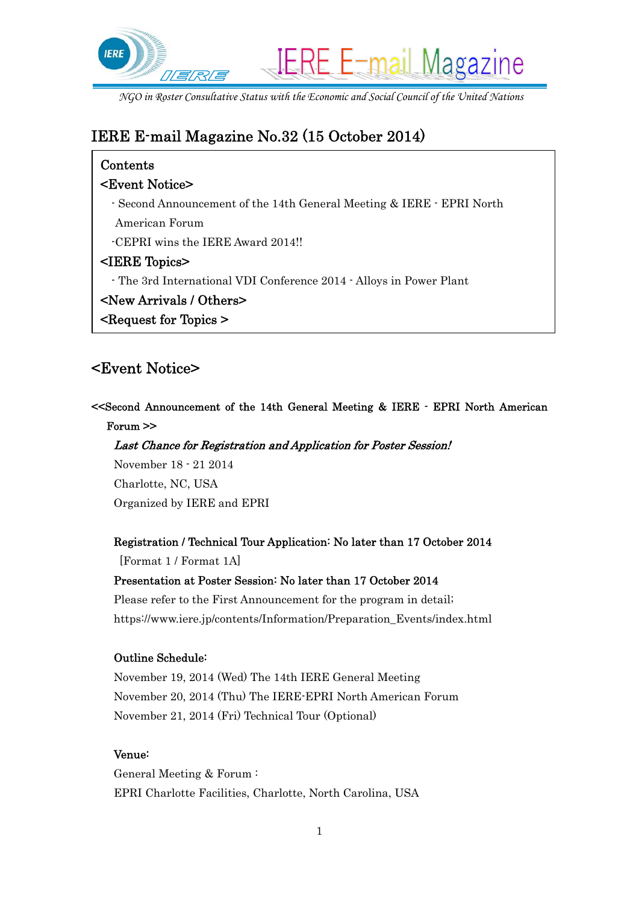IERE E-mail Magazine

*NGO in Roster Consultative Status with the Economic and Social Council of the United Nations*

# IERE E-mail Magazine No.32 (15 October 2014)

Contents

<Event Notice>

- Second Announcement of the 14th General Meeting & IERE - EPRI North American Forum
- CEPRI wins the IERE Award 2014!!

<IERE Topics>

- The 3rd International VDI Conference 2014 - Alloys in Power Plant

<New Arrivals / Others>

<Request for Topics >

## <Event Notice>

### <<Second Announcement of the 14th General Meeting & IERE - EPRI North American Forum >>

***Last Chance for Registration and Application for Poster Session!***

November 18 - 21 2014
Charlotte, NC, USA
Organized by IERE and EPRI

**Registration / Technical Tour Application: No later than 17 October 2014**
[Format 1 / Format 1A]

**Presentation at Poster Session: No later than 17 October 2014**

Please refer to the First Announcement for the program in detail;
https://www.iere.jp/contents/Information/Preparation_Events/index.html

**Outline Schedule:**

November 19, 2014 (Wed) The 14th IERE General Meeting
November 20, 2014 (Thu) The IERE-EPRI North American Forum
November 21, 2014 (Fri) Technical Tour (Optional)

**Venue:**

General Meeting & Forum :
EPRI Charlotte Facilities, Charlotte, North Carolina, USA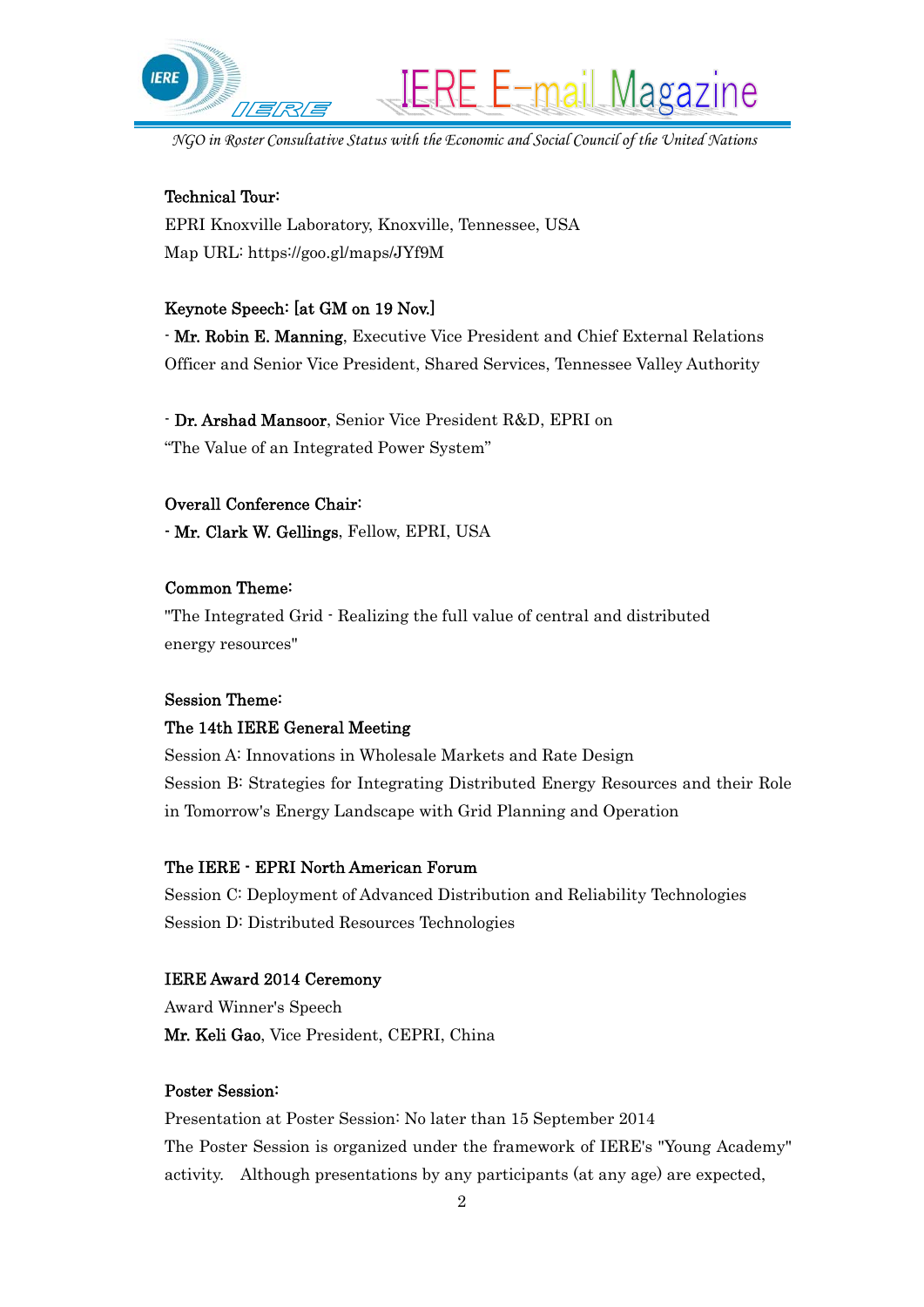**Technical Tour:**

EPRI Knoxville Laboratory, Knoxville, Tennessee, USA

Map URL: https://goo.gl/maps/JYf9M

**Keynote Speech: [at GM on 19 Nov.]**

- **Mr. Robin E. Manning**, Executive Vice President and Chief External Relations Officer and Senior Vice President, Shared Services, Tennessee Valley Authority

- **Dr. Arshad Mansoor**, Senior Vice President R&D, EPRI on "The Value of an Integrated Power System"

**Overall Conference Chair:**

- **Mr. Clark W. Gellings**, Fellow, EPRI, USA

**Common Theme:**

"The Integrated Grid - Realizing the full value of central and distributed energy resources"

**Session Theme:**

**The 14th IERE General Meeting**

Session A: Innovations in Wholesale Markets and Rate Design

Session B: Strategies for Integrating Distributed Energy Resources and their Role in Tomorrow's Energy Landscape with Grid Planning and Operation

**The IERE - EPRI North American Forum**

Session C: Deployment of Advanced Distribution and Reliability Technologies

Session D: Distributed Resources Technologies

**IERE Award 2014 Ceremony**

Award Winner's Speech

**Mr. Keli Gao**, Vice President, CEPRI, China

**Poster Session:**

Presentation at Poster Session: No later than 15 September 2014

The Poster Session is organized under the framework of IERE's "Young Academy" activity. Although presentations by any participants (at any age) are expected,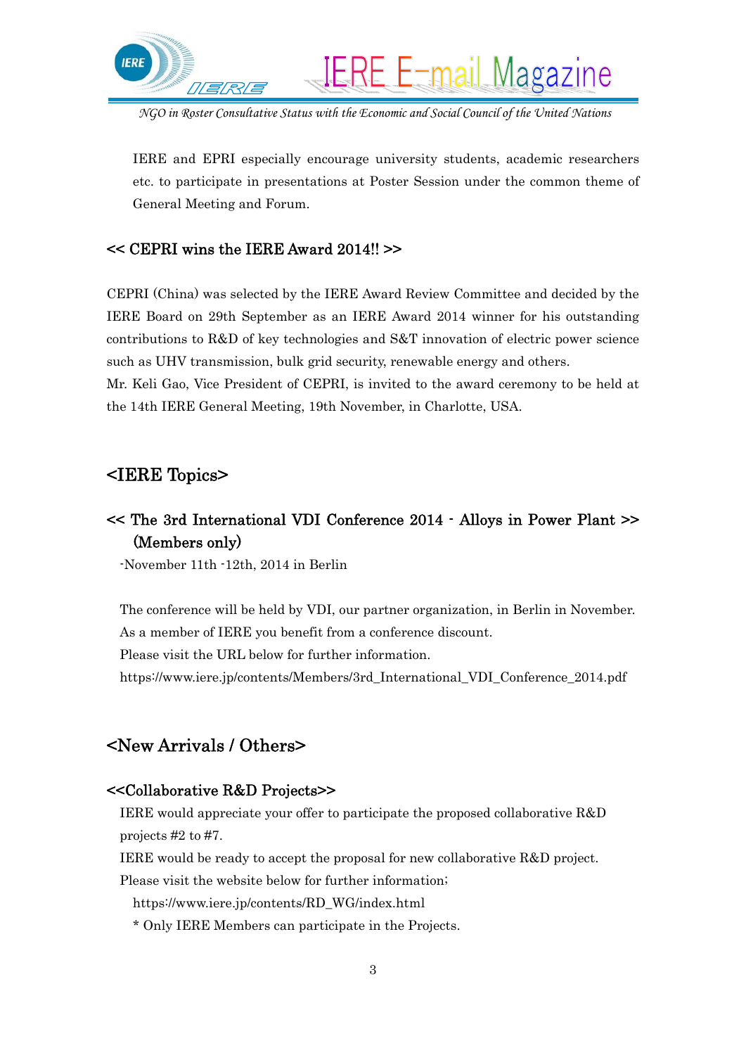IERE and EPRI especially encourage university students, academic researchers etc. to participate in presentations at Poster Session under the common theme of General Meeting and Forum.

### << CEPRI wins the IERE Award 2014!! >>

CEPRI (China) was selected by the IERE Award Review Committee and decided by the IERE Board on 29th September as an IERE Award 2014 winner for his outstanding contributions to R&D of key technologies and S&T innovation of electric power science such as UHV transmission, bulk grid security, renewable energy and others.
Mr. Keli Gao, Vice President of CEPRI, is invited to the award ceremony to be held at the 14th IERE General Meeting, 19th November, in Charlotte, USA.

## <IERE Topics>

### << The 3rd International VDI Conference 2014 - Alloys in Power Plant >> (Members only)

-November 11th -12th, 2014 in Berlin

The conference will be held by VDI, our partner organization, in Berlin in November.
As a member of IERE you benefit from a conference discount.
Please visit the URL below for further information.
https://www.iere.jp/contents/Members/3rd_International_VDI_Conference_2014.pdf

## <New Arrivals / Others>

### <<Collaborative R&D Projects>>

IERE would appreciate your offer to participate the proposed collaborative R&D projects #2 to #7.
IERE would be ready to accept the proposal for new collaborative R&D project.
Please visit the website below for further information;
https://www.iere.jp/contents/RD_WG/index.html
\* Only IERE Members can participate in the Projects.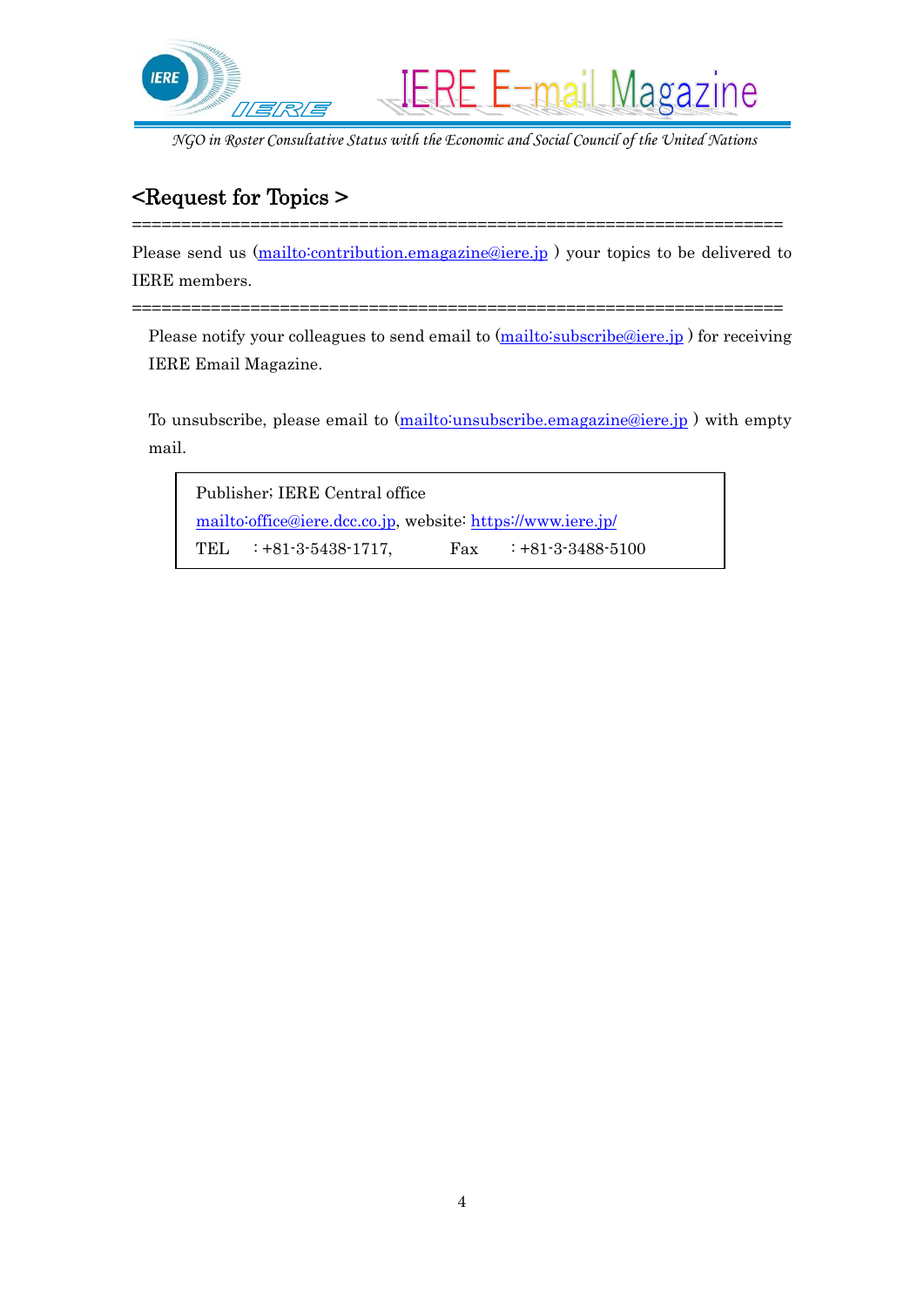## <Request for Topics >

==================================================================

Please send us (mailto:contribution.emagazine@iere.jp ) your topics to be delivered to IERE members.

==================================================================

Please notify your colleagues to send email to (mailto:subscribe@iere.jp ) for receiving IERE Email Magazine.

To unsubscribe, please email to (mailto:unsubscribe.emagazine@iere.jp ) with empty mail.

| | |
|---|---|
| Publisher; IERE Central office | |
| mailto:office@iere.dcc.co.jp, website: https://www.iere.jp/ | |
| TEL : +81-3-5438-1717, | Fax : +81-3-3488-5100 |